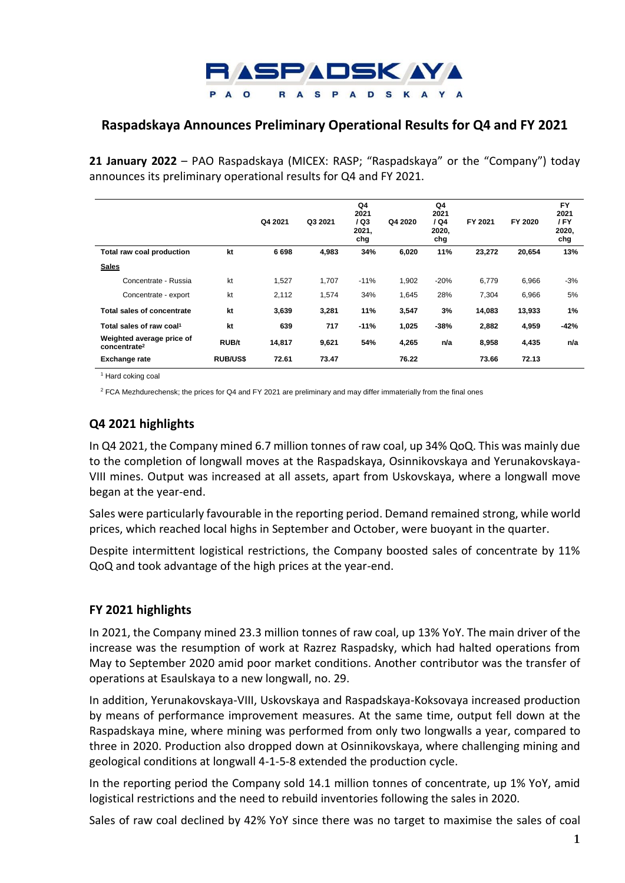RASPADSKAYA

PAO RASPADSKAYA

## Raspadskaya Announces Preliminary Operational Results for Q4 and FY 2021

**21 January 2022** – PAO Raspadskaya (MICEX: RASP; "Raspadskaya" or the "Company") today announces its preliminary operational results for Q4 and FY 2021.

| | | Q4 2021 | Q3 2021 | Q4 2021 / Q3 2021, chg | Q4 2020 | Q4 2021 / Q4 2020, chg | FY 2021 | FY 2020 | FY 2021 / FY 2020, chg |
|---|---|---|---|---|---|---|---|---|---|
| **Total raw coal production** | **kt** | **6 698** | **4,983** | **34%** | **6,020** | **11%** | **23,272** | **20,654** | **13%** |
| **Sales** | | | | | | | | | |
| Concentrate - Russia | kt | 1,527 | 1,707 | -11% | 1,902 | -20% | 6,779 | 6,966 | -3% |
| Concentrate - export | kt | 2,112 | 1,574 | 34% | 1,645 | 28% | 7,304 | 6,966 | 5% |
| **Total sales of concentrate** | **kt** | **3,639** | **3,281** | **11%** | **3,547** | **3%** | **14,083** | **13,933** | **1%** |
| **Total sales of raw coal[1]** | **kt** | **639** | **717** | **-11%** | **1,025** | **-38%** | **2,882** | **4,959** | **-42%** |
| **Weighted average price of concentrate[2]** | **RUB/t** | **14,817** | **9,621** | **54%** | **4,265** | **n/a** | **8,958** | **4,435** | **n/a** |
| **Exchange rate** | **RUB/US$** | **72.61** | **73.47** | | **76.22** | | **73.66** | **72.13** | |

[1] Hard coking coal

[2] FCA Mezhdurechensk; the prices for Q4 and FY 2021 are preliminary and may differ immaterially from the final ones

## Q4 2021 highlights

In Q4 2021, the Company mined 6.7 million tonnes of raw coal, up 34% QoQ. This was mainly due to the completion of longwall moves at the Raspadskaya, Osinnikovskaya and Yerunakovskaya-VIII mines. Output was increased at all assets, apart from Uskovskaya, where a longwall move began at the year-end.

Sales were particularly favourable in the reporting period. Demand remained strong, while world prices, which reached local highs in September and October, were buoyant in the quarter.

Despite intermittent logistical restrictions, the Company boosted sales of concentrate by 11% QoQ and took advantage of the high prices at the year-end.

## FY 2021 highlights

In 2021, the Company mined 23.3 million tonnes of raw coal, up 13% YoY. The main driver of the increase was the resumption of work at Razrez Raspadsky, which had halted operations from May to September 2020 amid poor market conditions. Another contributor was the transfer of operations at Esaulskaya to a new longwall, no. 29.

In addition, Yerunakovskaya-VIII, Uskovskaya and Raspadskaya-Koksovaya increased production by means of performance improvement measures. At the same time, output fell down at the Raspadskaya mine, where mining was performed from only two longwalls a year, compared to three in 2020. Production also dropped down at Osinnikovskaya, where challenging mining and geological conditions at longwall 4-1-5-8 extended the production cycle.

In the reporting period the Company sold 14.1 million tonnes of concentrate, up 1% YoY, amid logistical restrictions and the need to rebuild inventories following the sales in 2020.

Sales of raw coal declined by 42% YoY since there was no target to maximise the sales of coal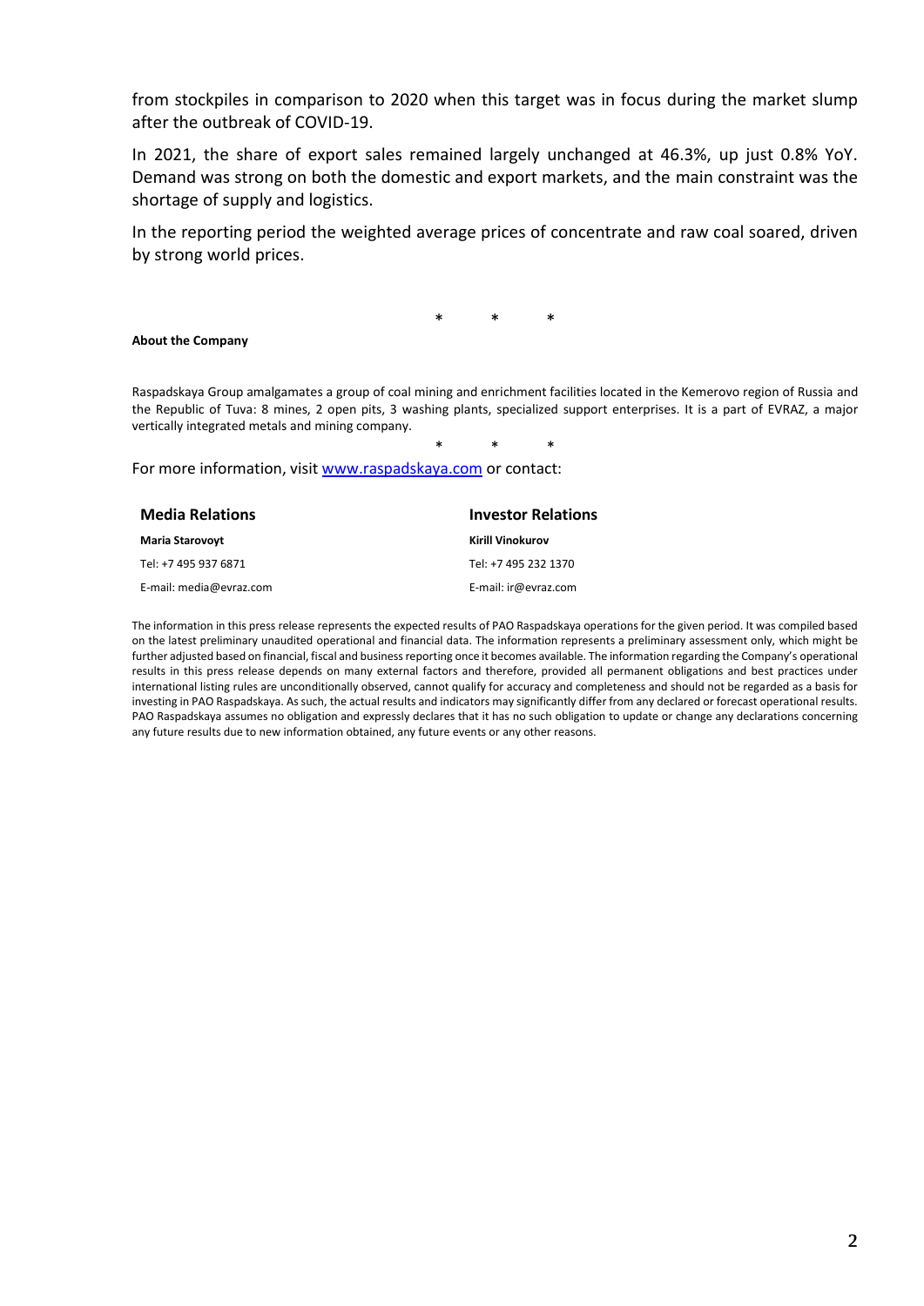from stockpiles in comparison to 2020 when this target was in focus during the market slump after the outbreak of COVID-19.

In 2021, the share of export sales remained largely unchanged at 46.3%, up just 0.8% YoY. Demand was strong on both the domestic and export markets, and the main constraint was the shortage of supply and logistics.

In the reporting period the weighted average prices of concentrate and raw coal soared, driven by strong world prices.

\*  \*  \*

**About the Company**

Raspadskaya Group amalgamates a group of coal mining and enrichment facilities located in the Kemerovo region of Russia and the Republic of Tuva: 8 mines, 2 open pits, 3 washing plants, specialized support enterprises. It is a part of EVRAZ, a major vertically integrated metals and mining company.

\*  \*  \*

For more information, visit [www.raspadskaya.com](http://www.raspadskaya.com) or contact:

| Media Relations | Investor Relations |
|---|---|
| **Maria Starovoyt** | **Kirill Vinokurov** |
| Tel: +7 495 937 6871 | Tel: +7 495 232 1370 |
| E-mail: media@evraz.com | E-mail: ir@evraz.com |

The information in this press release represents the expected results of PAO Raspadskaya operations for the given period. It was compiled based on the latest preliminary unaudited operational and financial data. The information represents a preliminary assessment only, which might be further adjusted based on financial, fiscal and business reporting once it becomes available. The information regarding the Company's operational results in this press release depends on many external factors and therefore, provided all permanent obligations and best practices under international listing rules are unconditionally observed, cannot qualify for accuracy and completeness and should not be regarded as a basis for investing in PAO Raspadskaya. As such, the actual results and indicators may significantly differ from any declared or forecast operational results. PAO Raspadskaya assumes no obligation and expressly declares that it has no such obligation to update or change any declarations concerning any future results due to new information obtained, any future events or any other reasons.